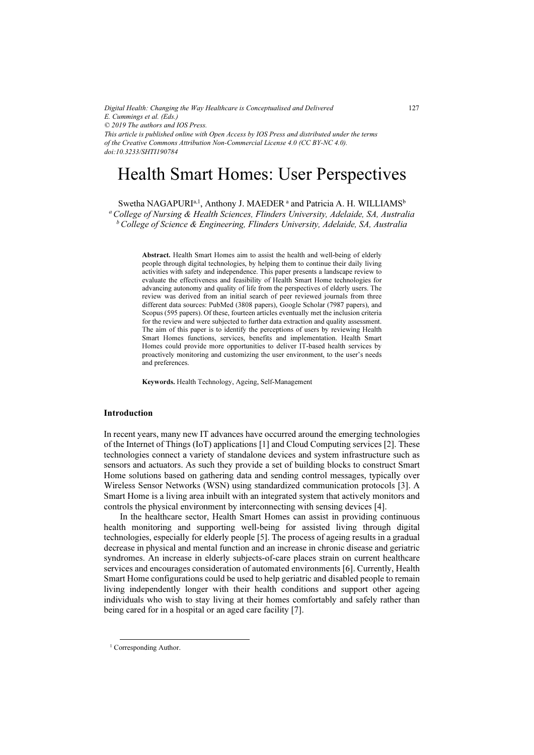Digital Health: Changing the Way Healthcare is Conceptualised and Delivered
E. Cummings et al. (Eds.)
© 2019 The authors and IOS Press.
This article is published online with Open Access by IOS Press and distributed under the terms of the Creative Commons Attribution Non-Commercial License 4.0 (CC BY-NC 4.0).
doi:10.3233/SHTI190784

# Health Smart Homes: User Perspectives

Swetha NAGAPURI[a,1], Anthony J. MAEDER[a] and Patricia A. H. WILLIAMS[b]

[a] *College of Nursing & Health Sciences, Flinders University, Adelaide, SA, Australia*
[b] *College of Science & Engineering, Flinders University, Adelaide, SA, Australia*

**Abstract.** Health Smart Homes aim to assist the health and well-being of elderly people through digital technologies, by helping them to continue their daily living activities with safety and independence. This paper presents a landscape review to evaluate the effectiveness and feasibility of Health Smart Home technologies for advancing autonomy and quality of life from the perspectives of elderly users. The review was derived from an initial search of peer reviewed journals from three different data sources: PubMed (3808 papers), Google Scholar (7987 papers), and Scopus (595 papers). Of these, fourteen articles eventually met the inclusion criteria for the review and were subjected to further data extraction and quality assessment. The aim of this paper is to identify the perceptions of users by reviewing Health Smart Homes functions, services, benefits and implementation. Health Smart Homes could provide more opportunities to deliver IT-based health services by proactively monitoring and customizing the user environment, to the user's needs and preferences.

**Keywords.** Health Technology, Ageing, Self-Management

## Introduction

In recent years, many new IT advances have occurred around the emerging technologies of the Internet of Things (IoT) applications [1] and Cloud Computing services [2]. These technologies connect a variety of standalone devices and system infrastructure such as sensors and actuators. As such they provide a set of building blocks to construct Smart Home solutions based on gathering data and sending control messages, typically over Wireless Sensor Networks (WSN) using standardized communication protocols [3]. A Smart Home is a living area inbuilt with an integrated system that actively monitors and controls the physical environment by interconnecting with sensing devices [4].

In the healthcare sector, Health Smart Homes can assist in providing continuous health monitoring and supporting well-being for assisted living through digital technologies, especially for elderly people [5]. The process of ageing results in a gradual decrease in physical and mental function and an increase in chronic disease and geriatric syndromes. An increase in elderly subjects-of-care places strain on current healthcare services and encourages consideration of automated environments [6]. Currently, Health Smart Home configurations could be used to help geriatric and disabled people to remain living independently longer with their health conditions and support other ageing individuals who wish to stay living at their homes comfortably and safely rather than being cared for in a hospital or an aged care facility [7].

[1] Corresponding Author.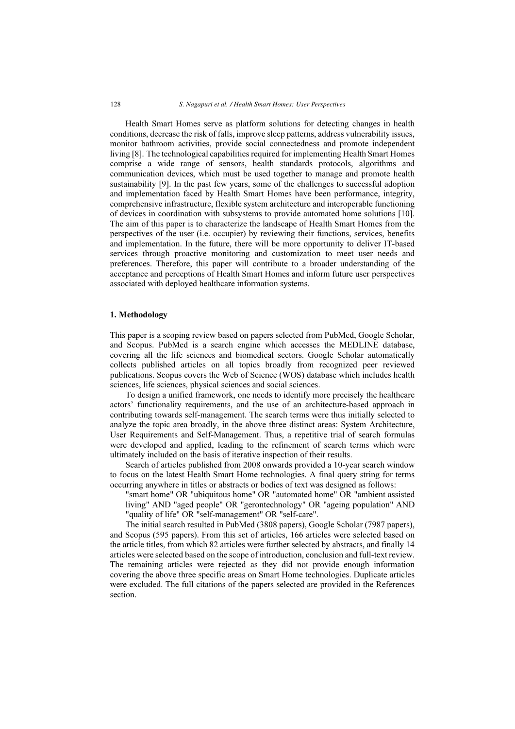Health Smart Homes serve as platform solutions for detecting changes in health conditions, decrease the risk of falls, improve sleep patterns, address vulnerability issues, monitor bathroom activities, provide social connectedness and promote independent living [8]. The technological capabilities required for implementing Health Smart Homes comprise a wide range of sensors, health standards protocols, algorithms and communication devices, which must be used together to manage and promote health sustainability [9]. In the past few years, some of the challenges to successful adoption and implementation faced by Health Smart Homes have been performance, integrity, comprehensive infrastructure, flexible system architecture and interoperable functioning of devices in coordination with subsystems to provide automated home solutions [10]. The aim of this paper is to characterize the landscape of Health Smart Homes from the perspectives of the user (i.e. occupier) by reviewing their functions, services, benefits and implementation. In the future, there will be more opportunity to deliver IT-based services through proactive monitoring and customization to meet user needs and preferences. Therefore, this paper will contribute to a broader understanding of the acceptance and perceptions of Health Smart Homes and inform future user perspectives associated with deployed healthcare information systems.

## 1. Methodology

This paper is a scoping review based on papers selected from PubMed, Google Scholar, and Scopus. PubMed is a search engine which accesses the MEDLINE database, covering all the life sciences and biomedical sectors. Google Scholar automatically collects published articles on all topics broadly from recognized peer reviewed publications. Scopus covers the Web of Science (WOS) database which includes health sciences, life sciences, physical sciences and social sciences.

To design a unified framework, one needs to identify more precisely the healthcare actors' functionality requirements, and the use of an architecture-based approach in contributing towards self-management. The search terms were thus initially selected to analyze the topic area broadly, in the above three distinct areas: System Architecture, User Requirements and Self-Management. Thus, a repetitive trial of search formulas were developed and applied, leading to the refinement of search terms which were ultimately included on the basis of iterative inspection of their results.

Search of articles published from 2008 onwards provided a 10-year search window to focus on the latest Health Smart Home technologies. A final query string for terms occurring anywhere in titles or abstracts or bodies of text was designed as follows:

> "smart home" OR "ubiquitous home" OR "automated home" OR "ambient assisted living" AND "aged people" OR "gerontechnology" OR "ageing population" AND "quality of life" OR "self-management" OR "self-care".

The initial search resulted in PubMed (3808 papers), Google Scholar (7987 papers), and Scopus (595 papers). From this set of articles, 166 articles were selected based on the article titles, from which 82 articles were further selected by abstracts, and finally 14 articles were selected based on the scope of introduction, conclusion and full-text review. The remaining articles were rejected as they did not provide enough information covering the above three specific areas on Smart Home technologies. Duplicate articles were excluded. The full citations of the papers selected are provided in the References section.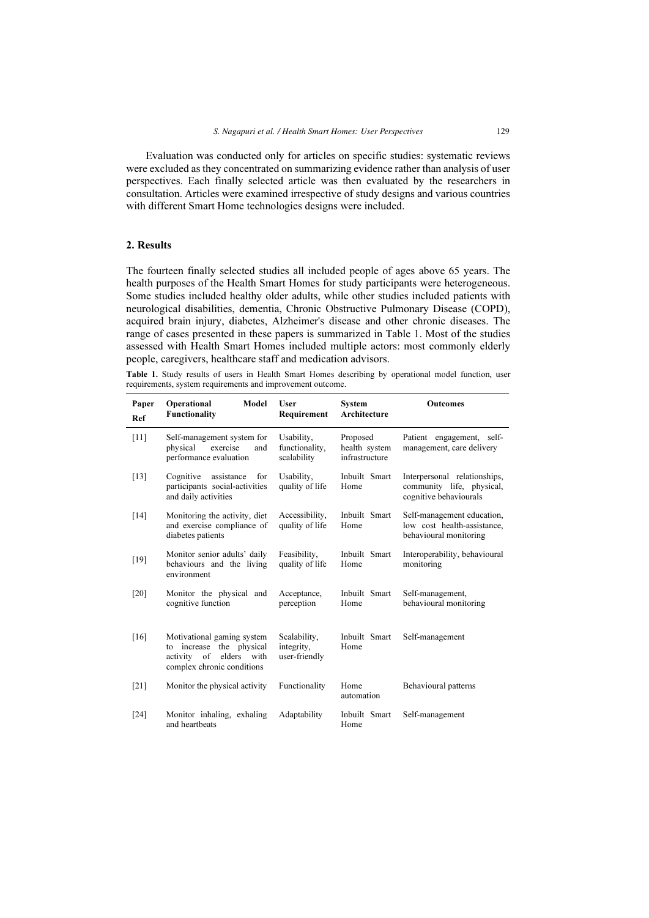Evaluation was conducted only for articles on specific studies: systematic reviews were excluded as they concentrated on summarizing evidence rather than analysis of user perspectives. Each finally selected article was then evaluated by the researchers in consultation. Articles were examined irrespective of study designs and various countries with different Smart Home technologies designs were included.

## 2. Results

The fourteen finally selected studies all included people of ages above 65 years. The health purposes of the Health Smart Homes for study participants were heterogeneous. Some studies included healthy older adults, while other studies included patients with neurological disabilities, dementia, Chronic Obstructive Pulmonary Disease (COPD), acquired brain injury, diabetes, Alzheimer's disease and other chronic diseases. The range of cases presented in these papers is summarized in Table 1. Most of the studies assessed with Health Smart Homes included multiple actors: most commonly elderly people, caregivers, healthcare staff and medication advisors.

**Table 1.** Study results of users in Health Smart Homes describing by operational model function, user requirements, system requirements and improvement outcome.

| Paper Ref | Operational Model Functionality | User Requirement | System Architecture | Outcomes |
|---|---|---|---|---|
| [11] | Self-management system for physical exercise and performance evaluation | Usability, functionality, scalability | Proposed health system infrastructure | Patient engagement, self-management, care delivery |
| [13] | Cognitive assistance for participants social-activities and daily activities | Usability, quality of life | Inbuilt Smart Home | Interpersonal relationships, community life, physical, cognitive behaviourals |
| [14] | Monitoring the activity, diet and exercise compliance of diabetes patients | Accessibility, quality of life | Inbuilt Smart Home | Self-management education, low cost health-assistance, behavioural monitoring |
| [19] | Monitor senior adults' daily behaviours and the living environment | Feasibility, quality of life | Inbuilt Smart Home | Interoperability, behavioural monitoring |
| [20] | Monitor the physical and cognitive function | Acceptance, perception | Inbuilt Smart Home | Self-management, behavioural monitoring |
| [16] | Motivational gaming system to increase the physical activity of elders with complex chronic conditions | Scalability, integrity, user-friendly | Inbuilt Smart Home | Self-management |
| [21] | Monitor the physical activity | Functionality | Home automation | Behavioural patterns |
| [24] | Monitor inhaling, exhaling and heartbeats | Adaptability | Inbuilt Smart Home | Self-management |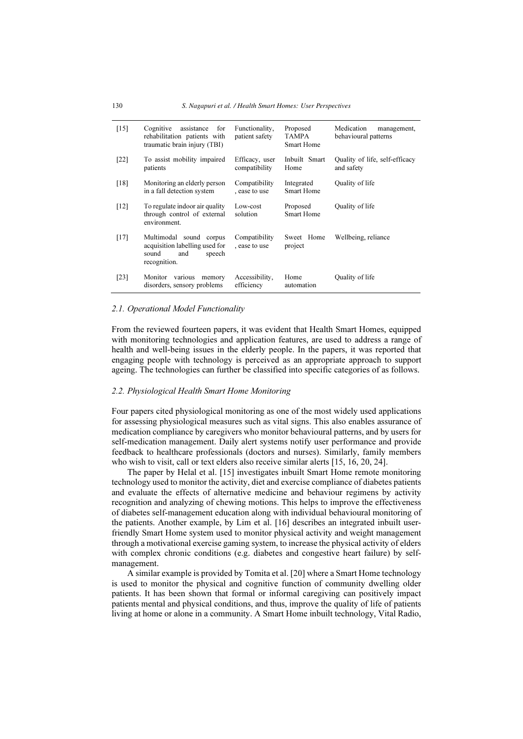| | | | | |
|---|---|---|---|---|
| [15] | Cognitive assistance for rehabilitation patients with traumatic brain injury (TBI) | Functionality, patient safety | Proposed TAMPA Smart Home | Medication management, behavioural patterns |
| [22] | To assist mobility impaired patients | Efficacy, user compatibility | Inbuilt Smart Home | Quality of life, self-efficacy and safety |
| [18] | Monitoring an elderly person in a fall detection system | Compatibility , ease to use | Integrated Smart Home | Quality of life |
| [12] | To regulate indoor air quality through control of external environment. | Low-cost solution | Proposed Smart Home | Quality of life |
| [17] | Multimodal sound corpus acquisition labelling used for sound and speech recognition. | Compatibility , ease to use | Sweet Home project | Wellbeing, reliance |
| [23] | Monitor various memory disorders, sensory problems | Accessibility, efficiency | Home automation | Quality of life |

### *2.1. Operational Model Functionality*

From the reviewed fourteen papers, it was evident that Health Smart Homes, equipped with monitoring technologies and application features, are used to address a range of health and well-being issues in the elderly people. In the papers, it was reported that engaging people with technology is perceived as an appropriate approach to support ageing. The technologies can further be classified into specific categories of as follows.

### *2.2. Physiological Health Smart Home Monitoring*

Four papers cited physiological monitoring as one of the most widely used applications for assessing physiological measures such as vital signs. This also enables assurance of medication compliance by caregivers who monitor behavioural patterns, and by users for self-medication management. Daily alert systems notify user performance and provide feedback to healthcare professionals (doctors and nurses). Similarly, family members who wish to visit, call or text elders also receive similar alerts [15, 16, 20, 24].

The paper by Helal et al. [15] investigates inbuilt Smart Home remote monitoring technology used to monitor the activity, diet and exercise compliance of diabetes patients and evaluate the effects of alternative medicine and behaviour regimens by activity recognition and analyzing of chewing motions. This helps to improve the effectiveness of diabetes self-management education along with individual behavioural monitoring of the patients. Another example, by Lim et al. [16] describes an integrated inbuilt user-friendly Smart Home system used to monitor physical activity and weight management through a motivational exercise gaming system, to increase the physical activity of elders with complex chronic conditions (e.g. diabetes and congestive heart failure) by self-management.

A similar example is provided by Tomita et al. [20] where a Smart Home technology is used to monitor the physical and cognitive function of community dwelling older patients. It has been shown that formal or informal caregiving can positively impact patients mental and physical conditions, and thus, improve the quality of life of patients living at home or alone in a community. A Smart Home inbuilt technology, Vital Radio,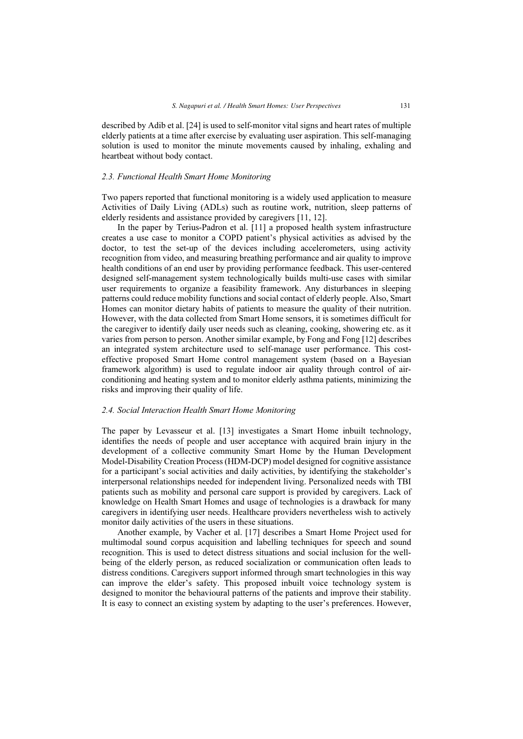described by Adib et al. [24] is used to self-monitor vital signs and heart rates of multiple elderly patients at a time after exercise by evaluating user aspiration. This self-managing solution is used to monitor the minute movements caused by inhaling, exhaling and heartbeat without body contact.

### *2.3. Functional Health Smart Home Monitoring*

Two papers reported that functional monitoring is a widely used application to measure Activities of Daily Living (ADLs) such as routine work, nutrition, sleep patterns of elderly residents and assistance provided by caregivers [11, 12].

In the paper by Terius-Padron et al. [11] a proposed health system infrastructure creates a use case to monitor a COPD patient's physical activities as advised by the doctor, to test the set-up of the devices including accelerometers, using activity recognition from video, and measuring breathing performance and air quality to improve health conditions of an end user by providing performance feedback. This user-centered designed self-management system technologically builds multi-use cases with similar user requirements to organize a feasibility framework. Any disturbances in sleeping patterns could reduce mobility functions and social contact of elderly people. Also, Smart Homes can monitor dietary habits of patients to measure the quality of their nutrition. However, with the data collected from Smart Home sensors, it is sometimes difficult for the caregiver to identify daily user needs such as cleaning, cooking, showering etc. as it varies from person to person. Another similar example, by Fong and Fong [12] describes an integrated system architecture used to self-manage user performance. This cost-effective proposed Smart Home control management system (based on a Bayesian framework algorithm) is used to regulate indoor air quality through control of air-conditioning and heating system and to monitor elderly asthma patients, minimizing the risks and improving their quality of life.

### *2.4. Social Interaction Health Smart Home Monitoring*

The paper by Levasseur et al. [13] investigates a Smart Home inbuilt technology, identifies the needs of people and user acceptance with acquired brain injury in the development of a collective community Smart Home by the Human Development Model-Disability Creation Process (HDM-DCP) model designed for cognitive assistance for a participant's social activities and daily activities, by identifying the stakeholder's interpersonal relationships needed for independent living. Personalized needs with TBI patients such as mobility and personal care support is provided by caregivers. Lack of knowledge on Health Smart Homes and usage of technologies is a drawback for many caregivers in identifying user needs. Healthcare providers nevertheless wish to actively monitor daily activities of the users in these situations.

Another example, by Vacher et al. [17] describes a Smart Home Project used for multimodal sound corpus acquisition and labelling techniques for speech and sound recognition. This is used to detect distress situations and social inclusion for the well-being of the elderly person, as reduced socialization or communication often leads to distress conditions. Caregivers support informed through smart technologies in this way can improve the elder's safety. This proposed inbuilt voice technology system is designed to monitor the behavioural patterns of the patients and improve their stability. It is easy to connect an existing system by adapting to the user's preferences. However,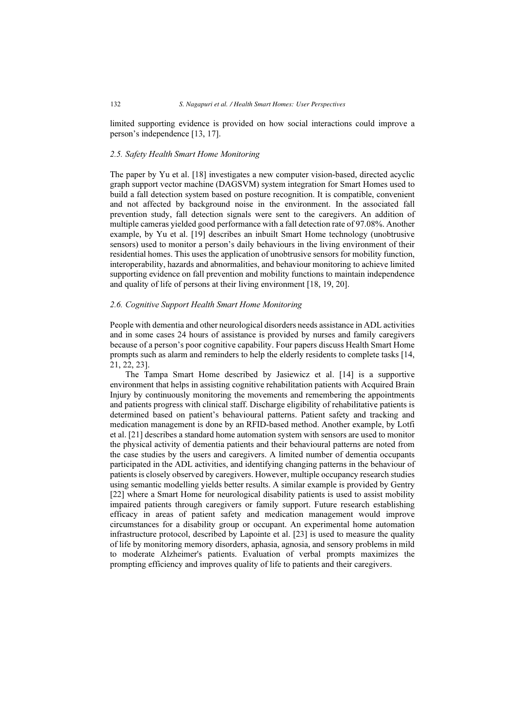limited supporting evidence is provided on how social interactions could improve a person's independence [13, 17].

### *2.5. Safety Health Smart Home Monitoring*

The paper by Yu et al. [18] investigates a new computer vision-based, directed acyclic graph support vector machine (DAGSVM) system integration for Smart Homes used to build a fall detection system based on posture recognition. It is compatible, convenient and not affected by background noise in the environment. In the associated fall prevention study, fall detection signals were sent to the caregivers. An addition of multiple cameras yielded good performance with a fall detection rate of 97.08%. Another example, by Yu et al. [19] describes an inbuilt Smart Home technology (unobtrusive sensors) used to monitor a person's daily behaviours in the living environment of their residential homes. This uses the application of unobtrusive sensors for mobility function, interoperability, hazards and abnormalities, and behaviour monitoring to achieve limited supporting evidence on fall prevention and mobility functions to maintain independence and quality of life of persons at their living environment [18, 19, 20].

### *2.6. Cognitive Support Health Smart Home Monitoring*

People with dementia and other neurological disorders needs assistance in ADL activities and in some cases 24 hours of assistance is provided by nurses and family caregivers because of a person's poor cognitive capability. Four papers discuss Health Smart Home prompts such as alarm and reminders to help the elderly residents to complete tasks [14, 21, 22, 23].

The Tampa Smart Home described by Jasiewicz et al. [14] is a supportive environment that helps in assisting cognitive rehabilitation patients with Acquired Brain Injury by continuously monitoring the movements and remembering the appointments and patients progress with clinical staff. Discharge eligibility of rehabilitative patients is determined based on patient's behavioural patterns. Patient safety and tracking and medication management is done by an RFID-based method. Another example, by Lotfi et al. [21] describes a standard home automation system with sensors are used to monitor the physical activity of dementia patients and their behavioural patterns are noted from the case studies by the users and caregivers. A limited number of dementia occupants participated in the ADL activities, and identifying changing patterns in the behaviour of patients is closely observed by caregivers. However, multiple occupancy research studies using semantic modelling yields better results. A similar example is provided by Gentry [22] where a Smart Home for neurological disability patients is used to assist mobility impaired patients through caregivers or family support. Future research establishing efficacy in areas of patient safety and medication management would improve circumstances for a disability group or occupant. An experimental home automation infrastructure protocol, described by Lapointe et al. [23] is used to measure the quality of life by monitoring memory disorders, aphasia, agnosia, and sensory problems in mild to moderate Alzheimer's patients. Evaluation of verbal prompts maximizes the prompting efficiency and improves quality of life to patients and their caregivers.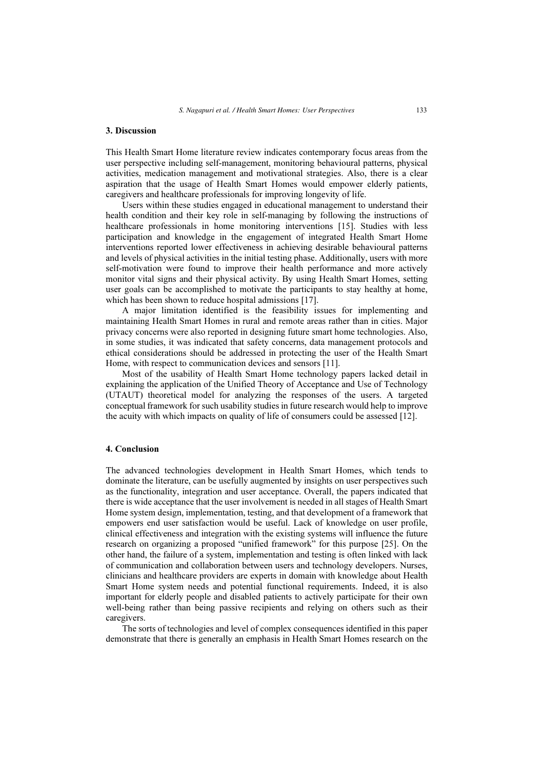## 3. Discussion

This Health Smart Home literature review indicates contemporary focus areas from the user perspective including self-management, monitoring behavioural patterns, physical activities, medication management and motivational strategies. Also, there is a clear aspiration that the usage of Health Smart Homes would empower elderly patients, caregivers and healthcare professionals for improving longevity of life.

Users within these studies engaged in educational management to understand their health condition and their key role in self-managing by following the instructions of healthcare professionals in home monitoring interventions [15]. Studies with less participation and knowledge in the engagement of integrated Health Smart Home interventions reported lower effectiveness in achieving desirable behavioural patterns and levels of physical activities in the initial testing phase. Additionally, users with more self-motivation were found to improve their health performance and more actively monitor vital signs and their physical activity. By using Health Smart Homes, setting user goals can be accomplished to motivate the participants to stay healthy at home, which has been shown to reduce hospital admissions [17].

A major limitation identified is the feasibility issues for implementing and maintaining Health Smart Homes in rural and remote areas rather than in cities. Major privacy concerns were also reported in designing future smart home technologies. Also, in some studies, it was indicated that safety concerns, data management protocols and ethical considerations should be addressed in protecting the user of the Health Smart Home, with respect to communication devices and sensors [11].

Most of the usability of Health Smart Home technology papers lacked detail in explaining the application of the Unified Theory of Acceptance and Use of Technology (UTAUT) theoretical model for analyzing the responses of the users. A targeted conceptual framework for such usability studies in future research would help to improve the acuity with which impacts on quality of life of consumers could be assessed [12].

## 4. Conclusion

The advanced technologies development in Health Smart Homes, which tends to dominate the literature, can be usefully augmented by insights on user perspectives such as the functionality, integration and user acceptance. Overall, the papers indicated that there is wide acceptance that the user involvement is needed in all stages of Health Smart Home system design, implementation, testing, and that development of a framework that empowers end user satisfaction would be useful. Lack of knowledge on user profile, clinical effectiveness and integration with the existing systems will influence the future research on organizing a proposed "unified framework" for this purpose [25]. On the other hand, the failure of a system, implementation and testing is often linked with lack of communication and collaboration between users and technology developers. Nurses, clinicians and healthcare providers are experts in domain with knowledge about Health Smart Home system needs and potential functional requirements. Indeed, it is also important for elderly people and disabled patients to actively participate for their own well-being rather than being passive recipients and relying on others such as their caregivers.

The sorts of technologies and level of complex consequences identified in this paper demonstrate that there is generally an emphasis in Health Smart Homes research on the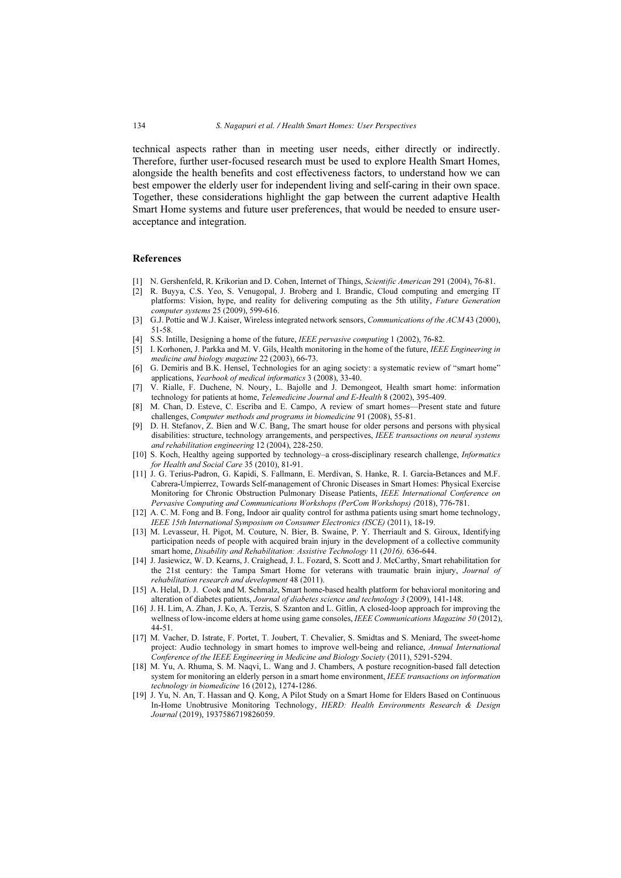technical aspects rather than in meeting user needs, either directly or indirectly. Therefore, further user-focused research must be used to explore Health Smart Homes, alongside the health benefits and cost effectiveness factors, to understand how we can best empower the elderly user for independent living and self-caring in their own space. Together, these considerations highlight the gap between the current adaptive Health Smart Home systems and future user preferences, that would be needed to ensure user-acceptance and integration.

## References

[1] N. Gershenfeld, R. Krikorian and D. Cohen, Internet of Things, *Scientific American* 291 (2004), 76-81.

[2] R. Buyya, C.S. Yeo, S. Venugopal, J. Broberg and I. Brandic, Cloud computing and emerging IT platforms: Vision, hype, and reality for delivering computing as the 5th utility, *Future Generation computer systems* 25 (2009), 599-616.

[3] G.J. Pottie and W.J. Kaiser, Wireless integrated network sensors, *Communications of the ACM* 43 (2000), 51-58.

[4] S.S. Intille, Designing a home of the future, *IEEE pervasive computing* 1 (2002), 76-82.

[5] I. Korhonen, J. Parkka and M. V. Gils, Health monitoring in the home of the future, *IEEE Engineering in medicine and biology magazine* 22 (2003), 66-73.

[6] G. Demiris and B.K. Hensel, Technologies for an aging society: a systematic review of "smart home" applications, *Yearbook of medical informatics* 3 (2008), 33-40.

[7] V. Rialle, F. Duchene, N. Noury, L. Bajolle and J. Demongeot, Health smart home: information technology for patients at home, *Telemedicine Journal and E-Health* 8 (2002), 395-409.

[8] M. Chan, D. Esteve, C. Escriba and E. Campo, A review of smart homes—Present state and future challenges, *Computer methods and programs in biomedicine* 91 (2008), 55-81.

[9] D. H. Stefanov, Z. Bien and W.C. Bang, The smart house for older persons and persons with physical disabilities: structure, technology arrangements, and perspectives, *IEEE transactions on neural systems and rehabilitation engineering* 12 (2004), 228-250.

[10] S. Koch, Healthy ageing supported by technology–a cross-disciplinary research challenge, *Informatics for Health and Social Care* 35 (2010), 81-91.

[11] J. G. Terius-Padron, G. Kapidi, S. Fallmann, E. Merdivan, S. Hanke, R. I. Garcia-Betances and M.F. Cabrera-Umpierrez, Towards Self-management of Chronic Diseases in Smart Homes: Physical Exercise Monitoring for Chronic Obstruction Pulmonary Disease Patients, *IEEE International Conference on Pervasive Computing and Communications Workshops (PerCom Workshops) (*2018), 776-781.

[12] A. C. M. Fong and B. Fong, Indoor air quality control for asthma patients using smart home technology, *IEEE 15th International Symposium on Consumer Electronics (ISCE)* (2011), 18-19.

[13] M. Levasseur, H. Pigot, M. Couture, N. Bier, B. Swaine, P. Y. Therriault and S. Giroux, Identifying participation needs of people with acquired brain injury in the development of a collective community smart home, *Disability and Rehabilitation: Assistive Technology* 11 (*2016),* 636-644.

[14] J. Jasiewicz, W. D. Kearns, J. Craighead, J. L. Fozard, S. Scott and J. McCarthy, Smart rehabilitation for the 21st century: the Tampa Smart Home for veterans with traumatic brain injury, *Journal of rehabilitation research and development* 48 (2011).

[15] A. Helal, D. J. Cook and M. Schmalz, Smart home-based health platform for behavioral monitoring and alteration of diabetes patients, *Journal of diabetes science and technology 3* (2009), 141-148.

[16] J. H. Lim, A. Zhan, J. Ko, A. Terzis, S. Szanton and L. Gitlin, A closed-loop approach for improving the wellness of low-income elders at home using game consoles, *IEEE Communications Magazine 50* (2012), 44-51.

[17] M. Vacher, D. Istrate, F. Portet, T. Joubert, T. Chevalier, S. Smidtas and S. Meniard, The sweet-home project: Audio technology in smart homes to improve well-being and reliance, *Annual International Conference of the IEEE Engineering in Medicine and Biology Society* (2011), 5291-5294.

[18] M. Yu, A. Rhuma, S. M. Naqvi, L. Wang and J. Chambers, A posture recognition-based fall detection system for monitoring an elderly person in a smart home environment, *IEEE transactions on information technology in biomedicine* 16 (2012), 1274-1286.

[19] J. Yu, N. An, T. Hassan and Q. Kong, A Pilot Study on a Smart Home for Elders Based on Continuous In-Home Unobtrusive Monitoring Technology, *HERD: Health Environments Research & Design Journal* (2019), 1937586719826059.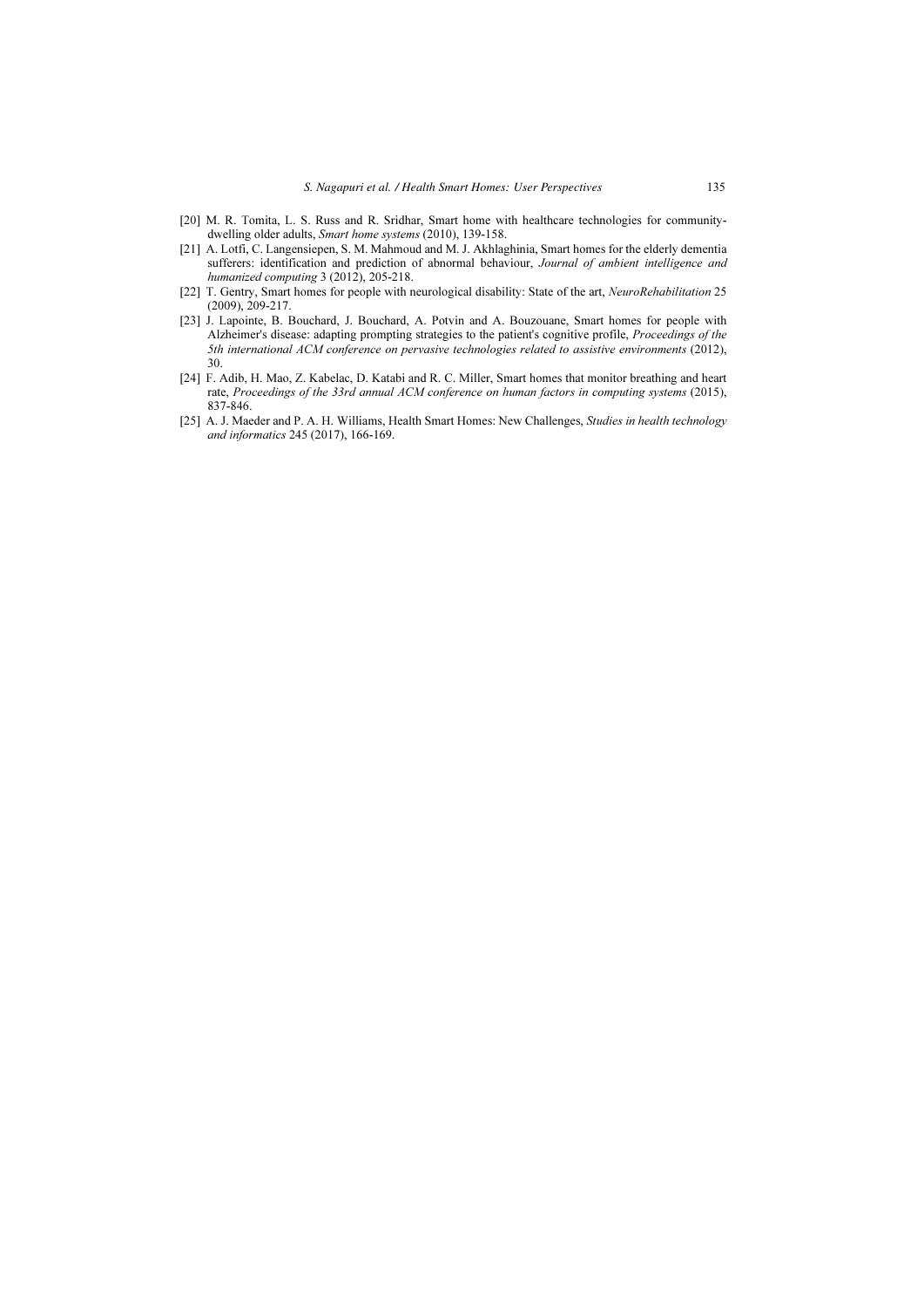[20] M. R. Tomita, L. S. Russ and R. Sridhar, Smart home with healthcare technologies for community-dwelling older adults, *Smart home systems* (2010), 139-158.

[21] A. Lotfi, C. Langensiepen, S. M. Mahmoud and M. J. Akhlaghinia, Smart homes for the elderly dementia sufferers: identification and prediction of abnormal behaviour, *Journal of ambient intelligence and humanized computing* 3 (2012), 205-218.

[22] T. Gentry, Smart homes for people with neurological disability: State of the art, *NeuroRehabilitation* 25 (2009), 209-217.

[23] J. Lapointe, B. Bouchard, J. Bouchard, A. Potvin and A. Bouzouane, Smart homes for people with Alzheimer's disease: adapting prompting strategies to the patient's cognitive profile, *Proceedings of the 5th international ACM conference on pervasive technologies related to assistive environments* (2012), 30.

[24] F. Adib, H. Mao, Z. Kabelac, D. Katabi and R. C. Miller, Smart homes that monitor breathing and heart rate, *Proceedings of the 33rd annual ACM conference on human factors in computing systems* (2015), 837-846.

[25] A. J. Maeder and P. A. H. Williams, Health Smart Homes: New Challenges, *Studies in health technology and informatics* 245 (2017), 166-169.